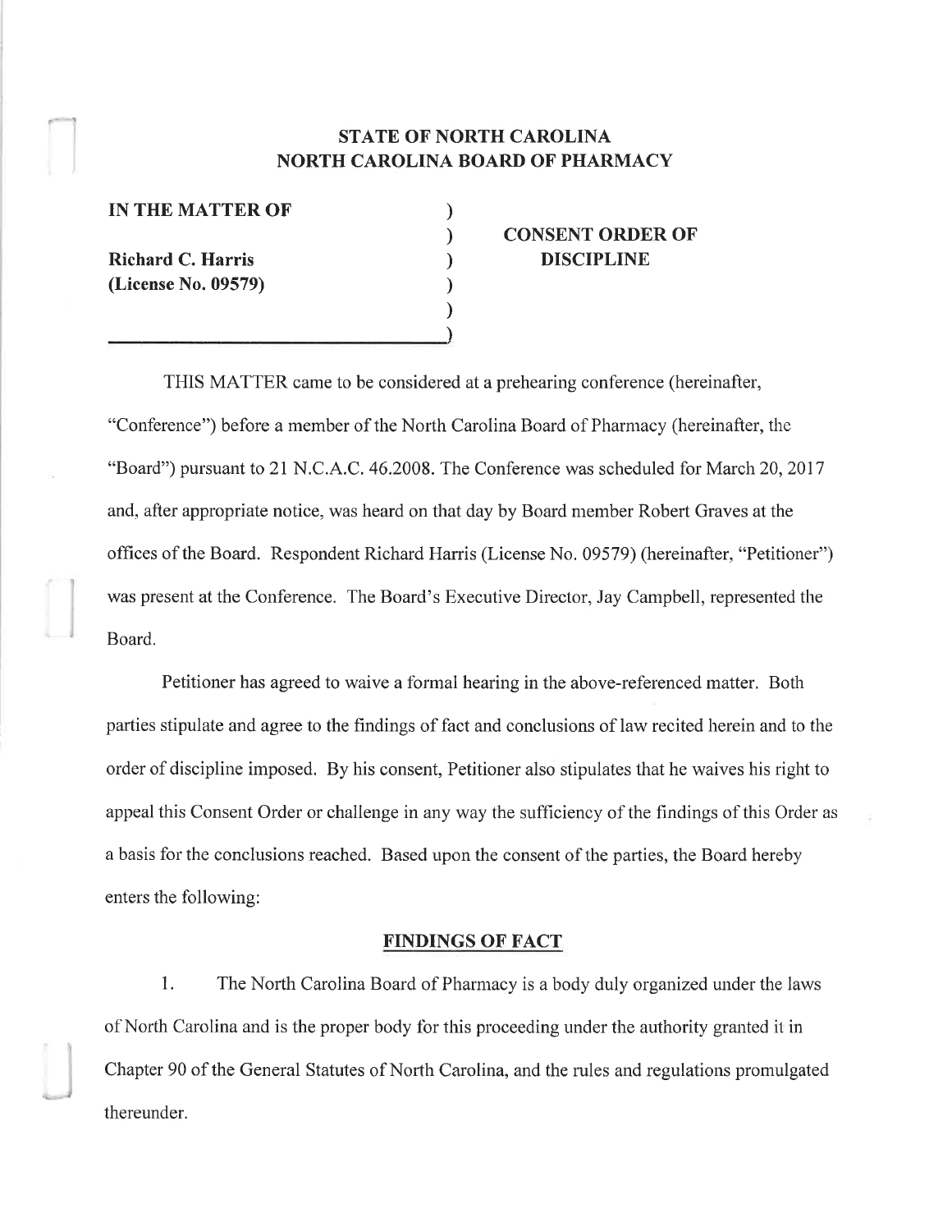**STATE OF NORTH CAROLINA**
**NORTH CAROLINA BOARD OF PHARMACY**

| | | |
|---|---|---|
| **IN THE MATTER OF** | ) | |
| | ) | **CONSENT ORDER OF** |
| **Richard C. Harris** | ) | **DISCIPLINE** |
| **(License No. 09579)** | ) | |
| | ) | |
| | ) | |

THIS MATTER came to be considered at a prehearing conference (hereinafter, "Conference") before a member of the North Carolina Board of Pharmacy (hereinafter, the "Board") pursuant to 21 N.C.A.C. 46.2008. The Conference was scheduled for March 20, 2017 and, after appropriate notice, was heard on that day by Board member Robert Graves at the offices of the Board. Respondent Richard Harris (License No. 09579) (hereinafter, "Petitioner") was present at the Conference. The Board's Executive Director, Jay Campbell, represented the Board.

Petitioner has agreed to waive a formal hearing in the above-referenced matter. Both parties stipulate and agree to the findings of fact and conclusions of law recited herein and to the order of discipline imposed. By his consent, Petitioner also stipulates that he waives his right to appeal this Consent Order or challenge in any way the sufficiency of the findings of this Order as a basis for the conclusions reached. Based upon the consent of the parties, the Board hereby enters the following:

## FINDINGS OF FACT

1. The North Carolina Board of Pharmacy is a body duly organized under the laws of North Carolina and is the proper body for this proceeding under the authority granted it in Chapter 90 of the General Statutes of North Carolina, and the rules and regulations promulgated thereunder.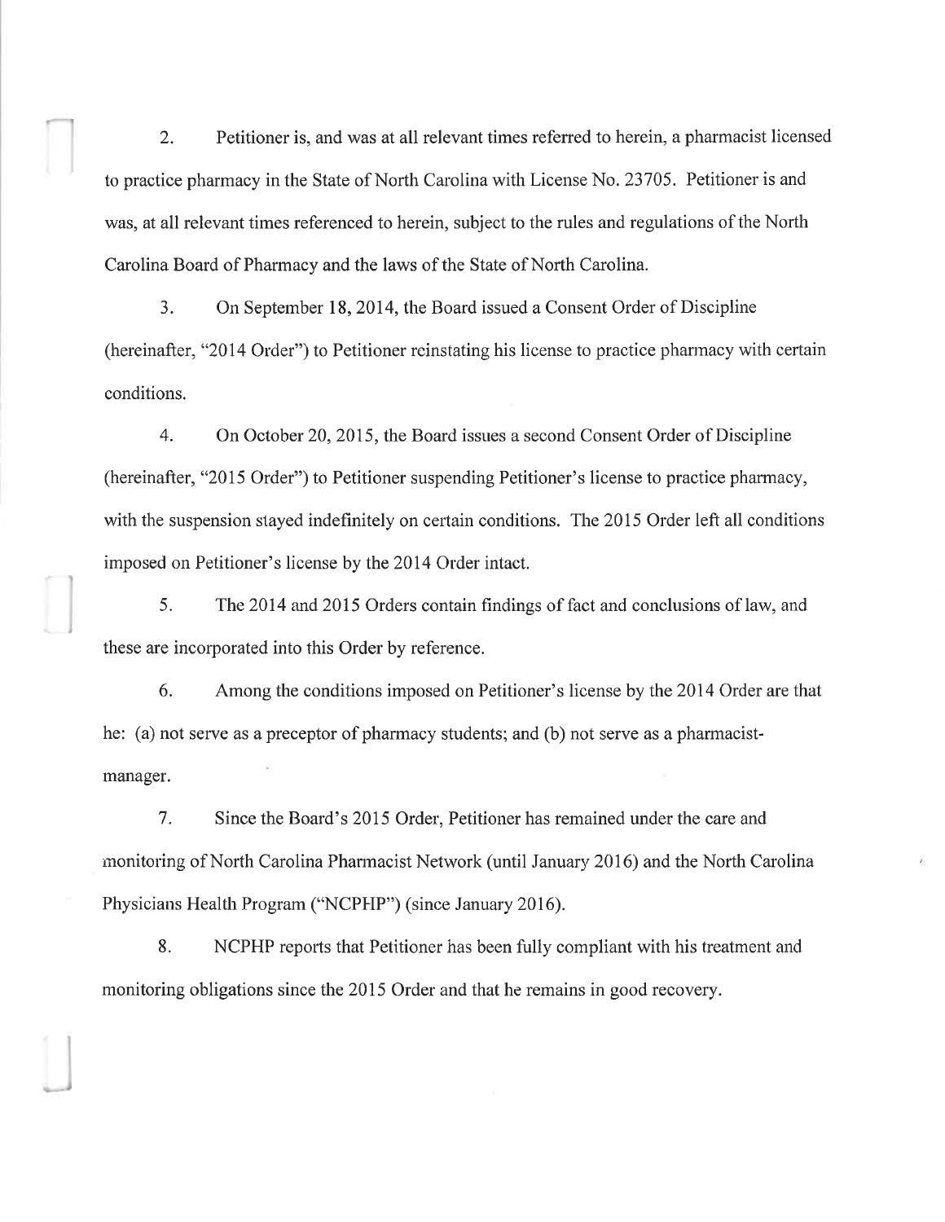2. Petitioner is, and was at all relevant times referred to herein, a pharmacist licensed to practice pharmacy in the State of North Carolina with License No. 23705. Petitioner is and was, at all relevant times referenced to herein, subject to the rules and regulations of the North Carolina Board of Pharmacy and the laws of the State of North Carolina.

3. On September 18, 2014, the Board issued a Consent Order of Discipline (hereinafter, "2014 Order") to Petitioner reinstating his license to practice pharmacy with certain conditions.

4. On October 20, 2015, the Board issues a second Consent Order of Discipline (hereinafter, "2015 Order") to Petitioner suspending Petitioner's license to practice pharmacy, with the suspension stayed indefinitely on certain conditions. The 2015 Order left all conditions imposed on Petitioner's license by the 2014 Order intact.

5. The 2014 and 2015 Orders contain findings of fact and conclusions of law, and these are incorporated into this Order by reference.

6. Among the conditions imposed on Petitioner's license by the 2014 Order are that he: (a) not serve as a preceptor of pharmacy students; and (b) not serve as a pharmacist-manager.

7. Since the Board's 2015 Order, Petitioner has remained under the care and monitoring of North Carolina Pharmacist Network (until January 2016) and the North Carolina Physicians Health Program ("NCPHP") (since January 2016).

8. NCPHP reports that Petitioner has been fully compliant with his treatment and monitoring obligations since the 2015 Order and that he remains in good recovery.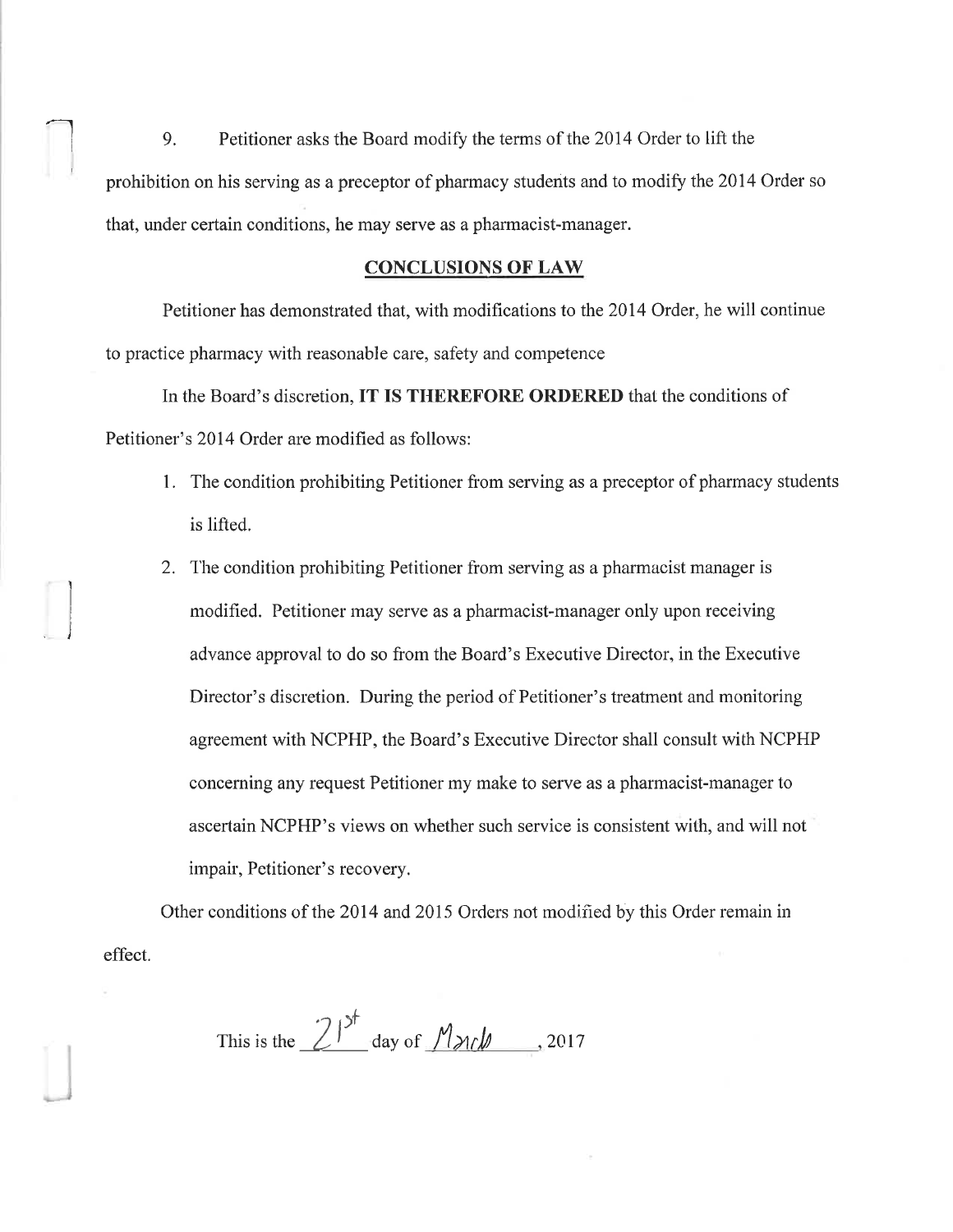9. Petitioner asks the Board modify the terms of the 2014 Order to lift the prohibition on his serving as a preceptor of pharmacy students and to modify the 2014 Order so that, under certain conditions, he may serve as a pharmacist-manager.

## CONCLUSIONS OF LAW

Petitioner has demonstrated that, with modifications to the 2014 Order, he will continue to practice pharmacy with reasonable care, safety and competence

In the Board's discretion, **IT IS THEREFORE ORDERED** that the conditions of Petitioner's 2014 Order are modified as follows:

1. The condition prohibiting Petitioner from serving as a preceptor of pharmacy students is lifted.
2. The condition prohibiting Petitioner from serving as a pharmacist manager is modified. Petitioner may serve as a pharmacist-manager only upon receiving advance approval to do so from the Board's Executive Director, in the Executive Director's discretion. During the period of Petitioner's treatment and monitoring agreement with NCPHP, the Board's Executive Director shall consult with NCPHP concerning any request Petitioner my make to serve as a pharmacist-manager to ascertain NCPHP's views on whether such service is consistent with, and will not impair, Petitioner's recovery.

Other conditions of the 2014 and 2015 Orders not modified by this Order remain in effect.

This is the 21st day of March, 2017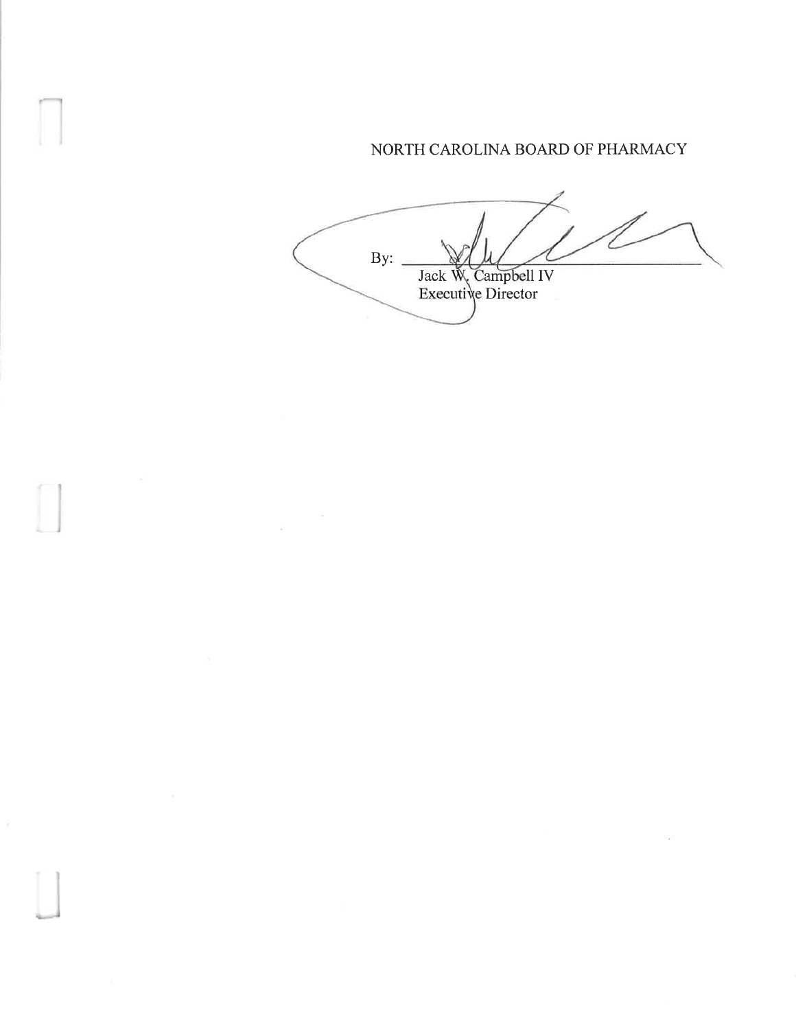NORTH CAROLINA BOARD OF PHARMACY

By: \_\_\_\_\_\_\_\_\_\_\_\_\_\_\_\_\_\_\_\_\_\_\_\_\_\_\_\_\_\_

Jack W. Campbell IV
Executive Director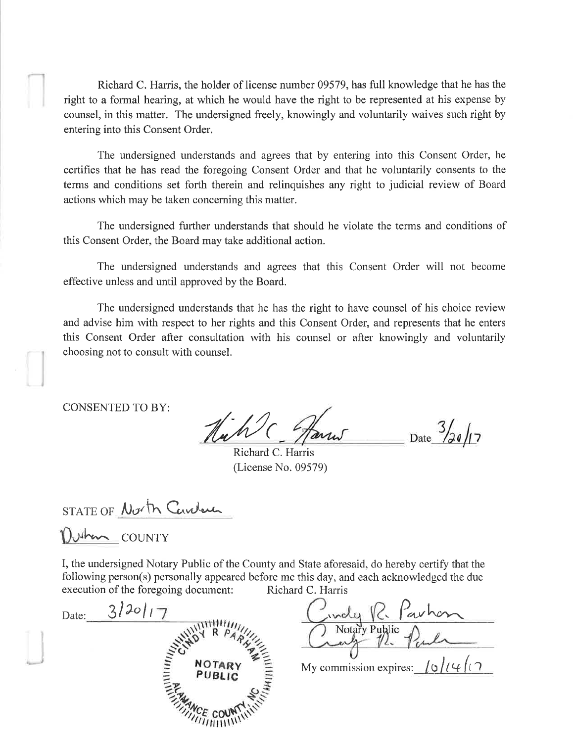Richard C. Harris, the holder of license number 09579, has full knowledge that he has the right to a formal hearing, at which he would have the right to be represented at his expense by counsel, in this matter. The undersigned freely, knowingly and voluntarily waives such right by entering into this Consent Order.

The undersigned understands and agrees that by entering into this Consent Order, he certifies that he has read the foregoing Consent Order and that he voluntarily consents to the terms and conditions set forth therein and relinquishes any right to judicial review of Board actions which may be taken concerning this matter.

The undersigned further understands that should he violate the terms and conditions of this Consent Order, the Board may take additional action.

The undersigned understands and agrees that this Consent Order will not become effective unless and until approved by the Board.

The undersigned understands that he has the right to have counsel of his choice review and advise him with respect to her rights and this Consent Order, and represents that he enters this Consent Order after consultation with his counsel or after knowingly and voluntarily choosing not to consult with counsel.

CONSENTED TO BY:

Date 3/20/17

Richard C. Harris
(License No. 09579)

STATE OF North Carolina

Durham COUNTY

I, the undersigned Notary Public of the County and State aforesaid, do hereby certify that the following person(s) personally appeared before me this day, and each acknowledged the due execution of the foregoing document: Richard C. Harris

Date: 3/20/17

Cindy R. Parham
Notary Public

My commission expires: 10/14/17

CINDY R PARHAM
NOTARY PUBLIC
ALAMANCE COUNTY, NC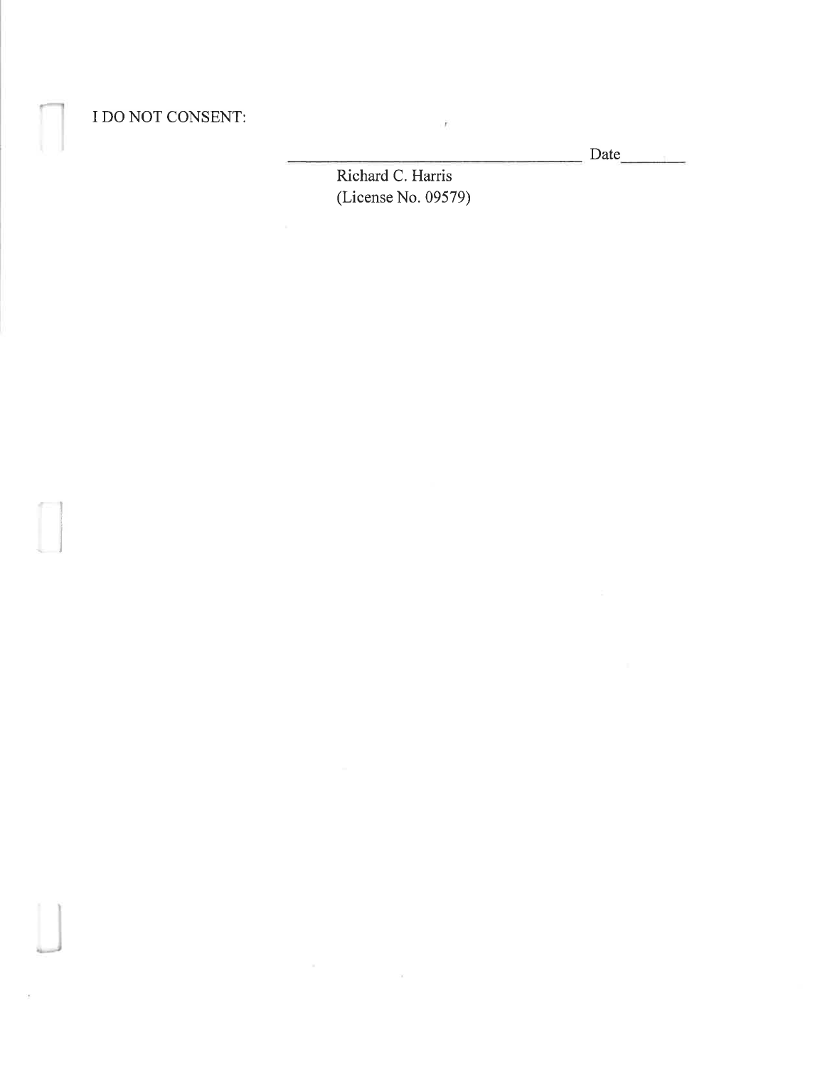I DO NOT CONSENT:

_________________________________ Date_______

Richard C. Harris
(License No. 09579)